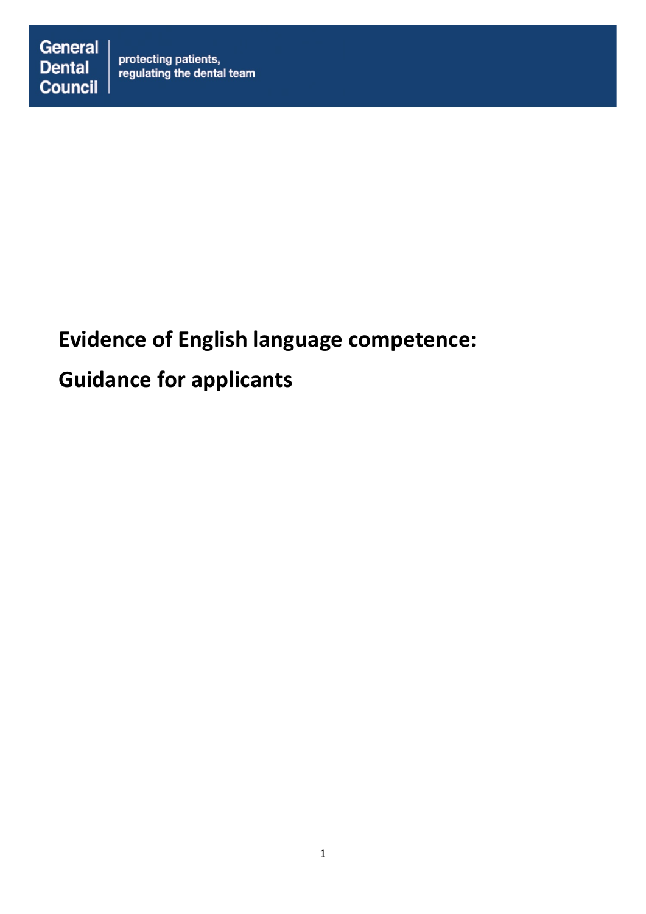General Dental Council | protecting patients, regulating the dental team

# Evidence of English language competence:

# Guidance for applicants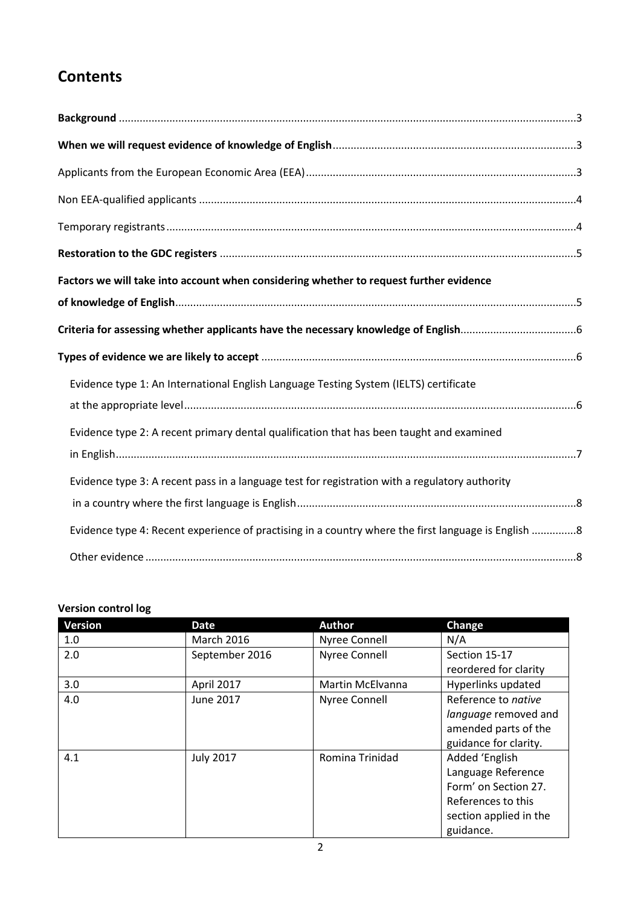# Contents

**Background** .......................................................................................................................................3

**When we will request evidence of knowledge of English**................................................................................3

Applicants from the European Economic Area (EEA).........................................................................................3

Non EEA-qualified applicants .............................................................................................................................4

Temporary registrants........................................................................................................................................4

**Restoration to the GDC registers** ......................................................................................................................5

**Factors we will take into account when considering whether to request further evidence of knowledge of English**.....................................................................................................................................5

**Criteria for assessing whether applicants have the necessary knowledge of English**.......................................6

**Types of evidence we are likely to accept** .........................................................................................................6

- Evidence type 1: An International English Language Testing System (IELTS) certificate at the appropriate level..................................................................................................................................6
- Evidence type 2: A recent primary dental qualification that has been taught and examined in English.........................................................................................................................................................7
- Evidence type 3: A recent pass in a language test for registration with a regulatory authority in a country where the first language is English.............................................................................................8
- Evidence type 4: Recent experience of practising in a country where the first language is English ...............8
- Other evidence ..............................................................................................................................................8

**Version control log**

| Version | Date | Author | Change |
|---|---|---|---|
| 1.0 | March 2016 | Nyree Connell | N/A |
| 2.0 | September 2016 | Nyree Connell | Section 15-17 reordered for clarity |
| 3.0 | April 2017 | Martin McElvanna | Hyperlinks updated |
| 4.0 | June 2017 | Nyree Connell | Reference to *native language* removed and amended parts of the guidance for clarity. |
| 4.1 | July 2017 | Romina Trinidad | Added 'English Language Reference Form' on Section 27. References to this section applied in the guidance. |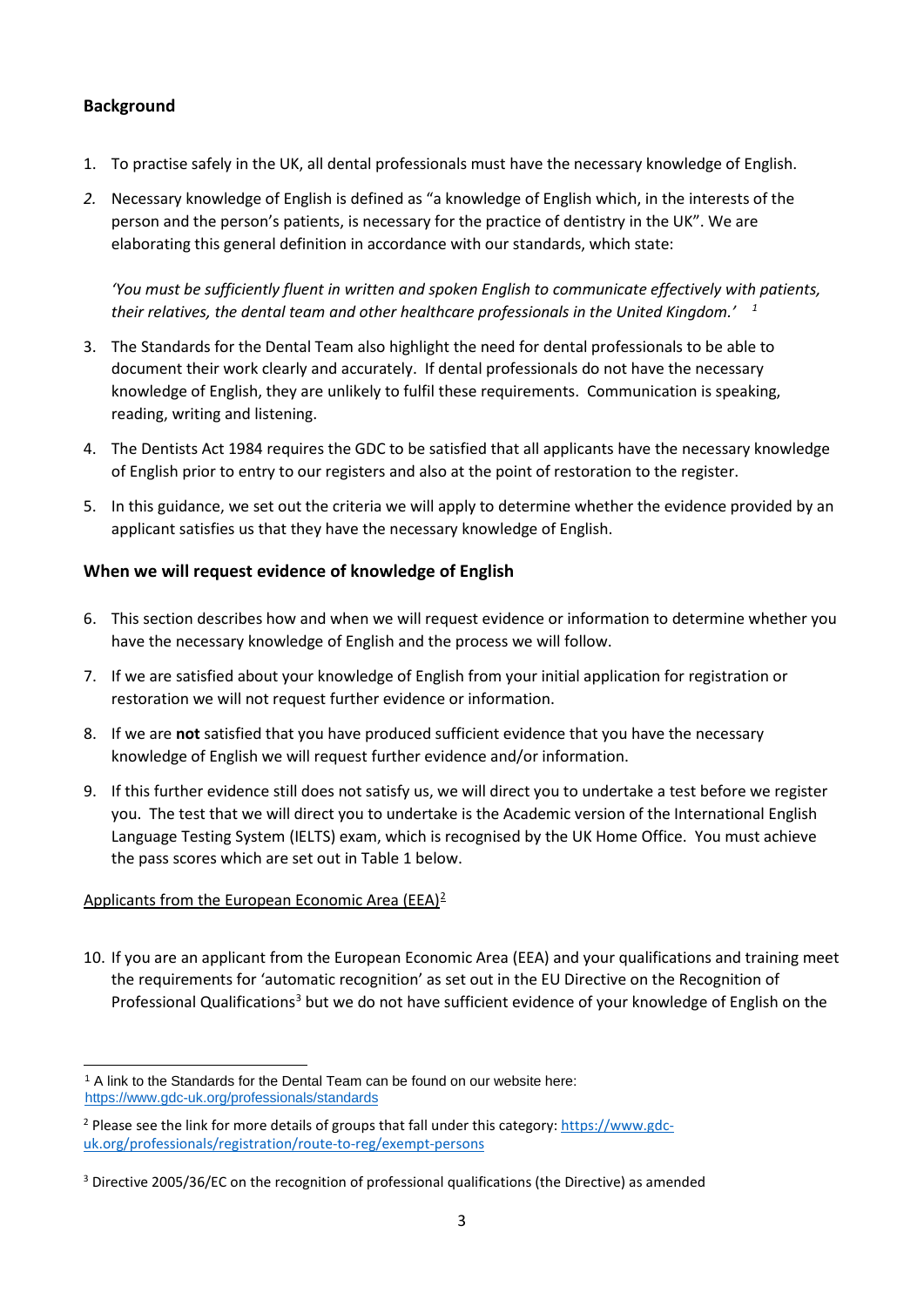## Background

1. To practise safely in the UK, all dental professionals must have the necessary knowledge of English.

2. Necessary knowledge of English is defined as "a knowledge of English which, in the interests of the person and the person's patients, is necessary for the practice of dentistry in the UK". We are elaborating this general definition in accordance with our standards, which state:

   *'You must be sufficiently fluent in written and spoken English to communicate effectively with patients, their relatives, the dental team and other healthcare professionals in the United Kingdom.'* [1]

3. The Standards for the Dental Team also highlight the need for dental professionals to be able to document their work clearly and accurately. If dental professionals do not have the necessary knowledge of English, they are unlikely to fulfil these requirements. Communication is speaking, reading, writing and listening.

4. The Dentists Act 1984 requires the GDC to be satisfied that all applicants have the necessary knowledge of English prior to entry to our registers and also at the point of restoration to the register.

5. In this guidance, we set out the criteria we will apply to determine whether the evidence provided by an applicant satisfies us that they have the necessary knowledge of English.

## When we will request evidence of knowledge of English

6. This section describes how and when we will request evidence or information to determine whether you have the necessary knowledge of English and the process we will follow.

7. If we are satisfied about your knowledge of English from your initial application for registration or restoration we will not request further evidence or information.

8. If we are **not** satisfied that you have produced sufficient evidence that you have the necessary knowledge of English we will request further evidence and/or information.

9. If this further evidence still does not satisfy us, we will direct you to undertake a test before we register you. The test that we will direct you to undertake is the Academic version of the International English Language Testing System (IELTS) exam, which is recognised by the UK Home Office. You must achieve the pass scores which are set out in Table 1 below.

Applicants from the European Economic Area (EEA)[2]

10. If you are an applicant from the European Economic Area (EEA) and your qualifications and training meet the requirements for 'automatic recognition' as set out in the EU Directive on the Recognition of Professional Qualifications[3] but we do not have sufficient evidence of your knowledge of English on the

---

[1] A link to the Standards for the Dental Team can be found on our website here: https://www.gdc-uk.org/professionals/standards

[2] Please see the link for more details of groups that fall under this category: https://www.gdc-uk.org/professionals/registration/route-to-reg/exempt-persons

[3] Directive 2005/36/EC on the recognition of professional qualifications (the Directive) as amended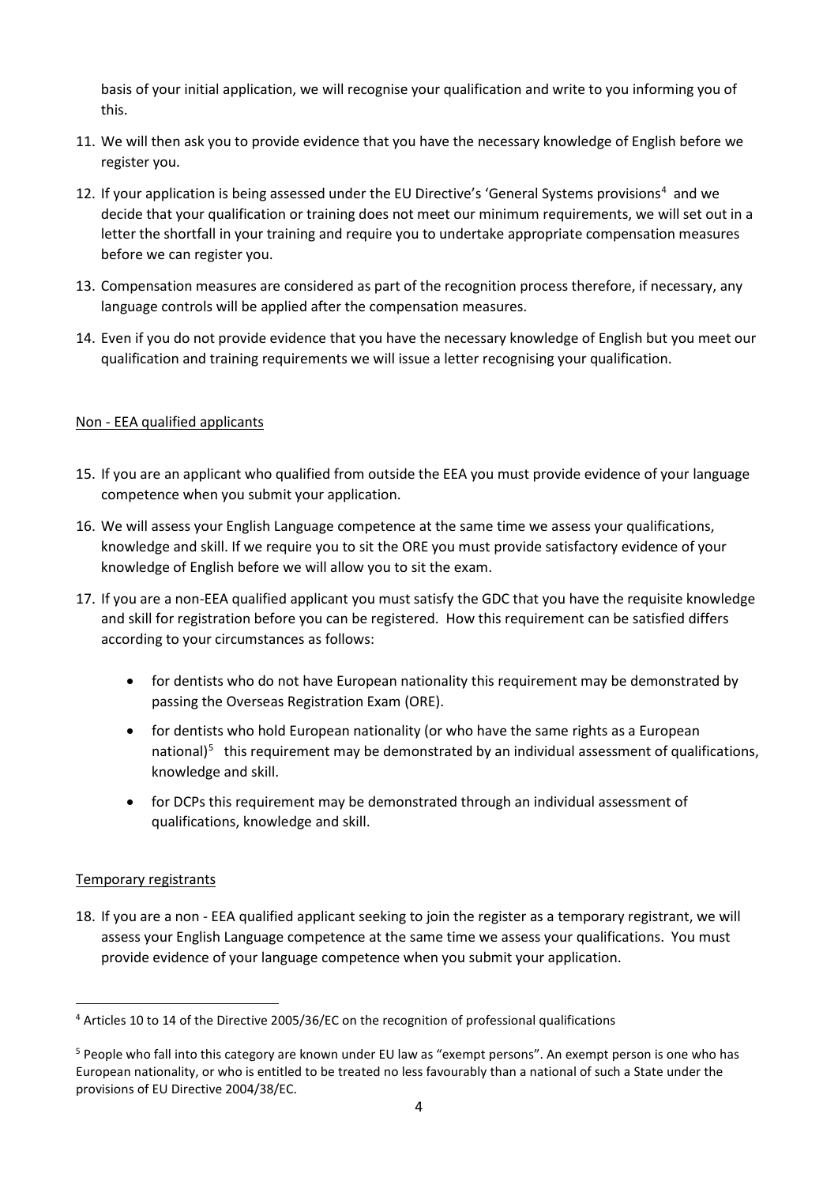basis of your initial application, we will recognise your qualification and write to you informing you of this.

11. We will then ask you to provide evidence that you have the necessary knowledge of English before we register you.

12. If your application is being assessed under the EU Directive's 'General Systems provisions[4] and we decide that your qualification or training does not meet our minimum requirements, we will set out in a letter the shortfall in your training and require you to undertake appropriate compensation measures before we can register you.

13. Compensation measures are considered as part of the recognition process therefore, if necessary, any language controls will be applied after the compensation measures.

14. Even if you do not provide evidence that you have the necessary knowledge of English but you meet our qualification and training requirements we will issue a letter recognising your qualification.

Non - EEA qualified applicants

15. If you are an applicant who qualified from outside the EEA you must provide evidence of your language competence when you submit your application.

16. We will assess your English Language competence at the same time we assess your qualifications, knowledge and skill. If we require you to sit the ORE you must provide satisfactory evidence of your knowledge of English before we will allow you to sit the exam.

17. If you are a non-EEA qualified applicant you must satisfy the GDC that you have the requisite knowledge and skill for registration before you can be registered. How this requirement can be satisfied differs according to your circumstances as follows:

    - for dentists who do not have European nationality this requirement may be demonstrated by passing the Overseas Registration Exam (ORE).
    - for dentists who hold European nationality (or who have the same rights as a European national)[5] this requirement may be demonstrated by an individual assessment of qualifications, knowledge and skill.
    - for DCPs this requirement may be demonstrated through an individual assessment of qualifications, knowledge and skill.

Temporary registrants

18. If you are a non - EEA qualified applicant seeking to join the register as a temporary registrant, we will assess your English Language competence at the same time we assess your qualifications. You must provide evidence of your language competence when you submit your application.

---

[4] Articles 10 to 14 of the Directive 2005/36/EC on the recognition of professional qualifications

[5] People who fall into this category are known under EU law as "exempt persons". An exempt person is one who has European nationality, or who is entitled to be treated no less favourably than a national of such a State under the provisions of EU Directive 2004/38/EC.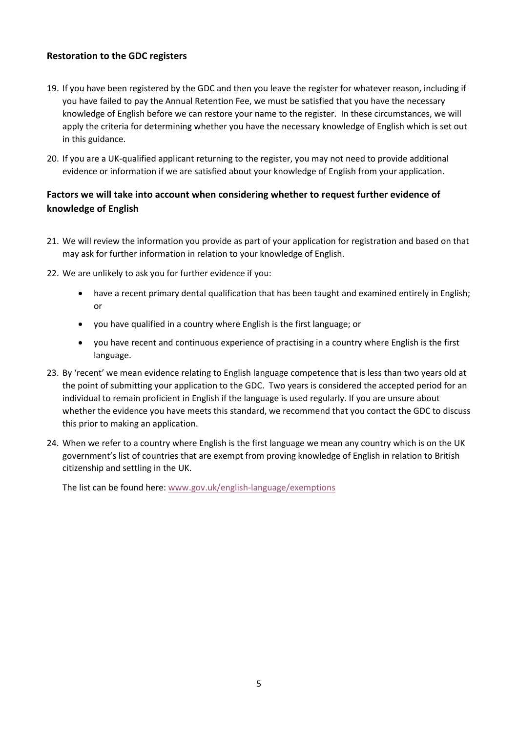## Restoration to the GDC registers

19. If you have been registered by the GDC and then you leave the register for whatever reason, including if you have failed to pay the Annual Retention Fee, we must be satisfied that you have the necessary knowledge of English before we can restore your name to the register. In these circumstances, we will apply the criteria for determining whether you have the necessary knowledge of English which is set out in this guidance.

20. If you are a UK-qualified applicant returning to the register, you may not need to provide additional evidence or information if we are satisfied about your knowledge of English from your application.

## Factors we will take into account when considering whether to request further evidence of knowledge of English

21. We will review the information you provide as part of your application for registration and based on that may ask for further information in relation to your knowledge of English.

22. We are unlikely to ask you for further evidence if you:

    - have a recent primary dental qualification that has been taught and examined entirely in English; or
    - you have qualified in a country where English is the first language; or
    - you have recent and continuous experience of practising in a country where English is the first language.

23. By 'recent' we mean evidence relating to English language competence that is less than two years old at the point of submitting your application to the GDC. Two years is considered the accepted period for an individual to remain proficient in English if the language is used regularly. If you are unsure about whether the evidence you have meets this standard, we recommend that you contact the GDC to discuss this prior to making an application.

24. When we refer to a country where English is the first language we mean any country which is on the UK government's list of countries that are exempt from proving knowledge of English in relation to British citizenship and settling in the UK.

    The list can be found here: [www.gov.uk/english-language/exemptions](www.gov.uk/english-language/exemptions)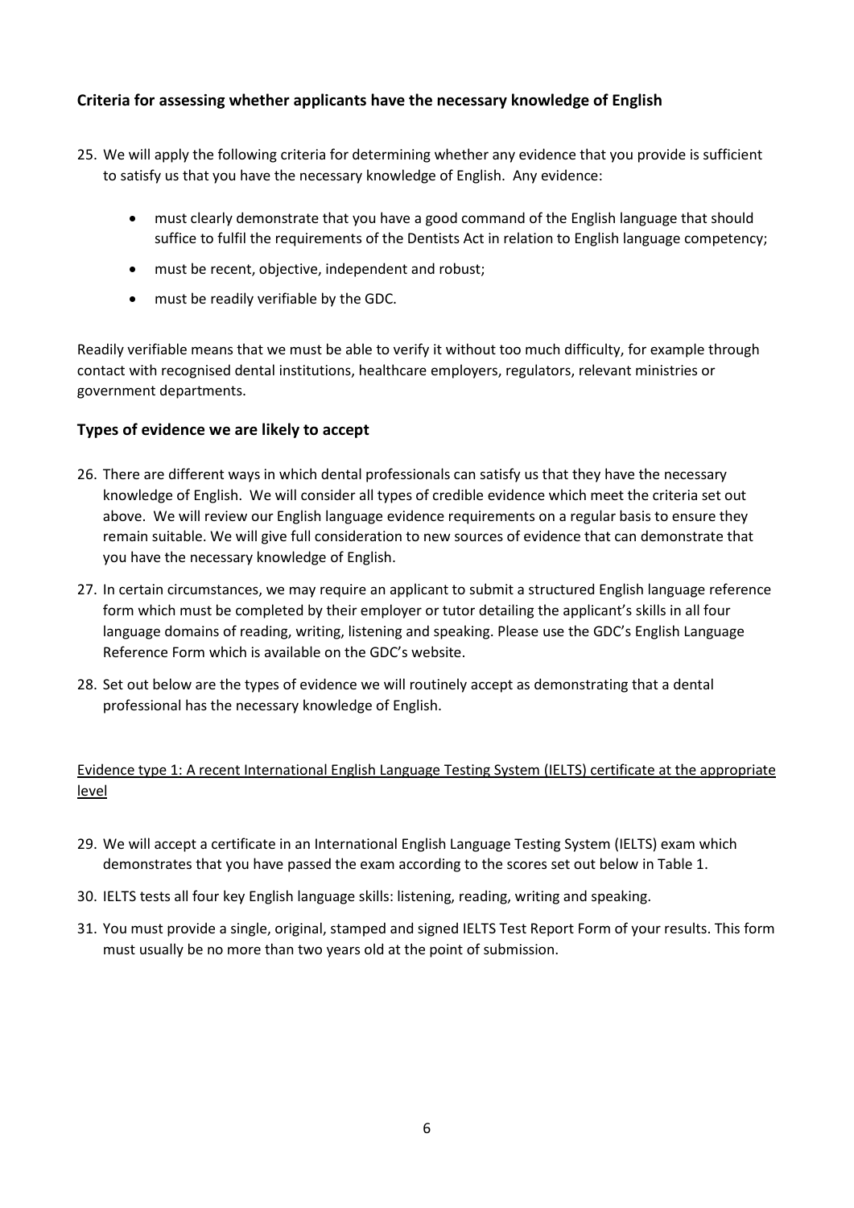## Criteria for assessing whether applicants have the necessary knowledge of English

25. We will apply the following criteria for determining whether any evidence that you provide is sufficient to satisfy us that you have the necessary knowledge of English. Any evidence:

    - must clearly demonstrate that you have a good command of the English language that should suffice to fulfil the requirements of the Dentists Act in relation to English language competency;
    - must be recent, objective, independent and robust;
    - must be readily verifiable by the GDC.

Readily verifiable means that we must be able to verify it without too much difficulty, for example through contact with recognised dental institutions, healthcare employers, regulators, relevant ministries or government departments.

## Types of evidence we are likely to accept

26. There are different ways in which dental professionals can satisfy us that they have the necessary knowledge of English. We will consider all types of credible evidence which meet the criteria set out above. We will review our English language evidence requirements on a regular basis to ensure they remain suitable. We will give full consideration to new sources of evidence that can demonstrate that you have the necessary knowledge of English.

27. In certain circumstances, we may require an applicant to submit a structured English language reference form which must be completed by their employer or tutor detailing the applicant's skills in all four language domains of reading, writing, listening and speaking. Please use the GDC's English Language Reference Form which is available on the GDC's website.

28. Set out below are the types of evidence we will routinely accept as demonstrating that a dental professional has the necessary knowledge of English.

<u>Evidence type 1: A recent International English Language Testing System (IELTS) certificate at the appropriate level</u>

29. We will accept a certificate in an International English Language Testing System (IELTS) exam which demonstrates that you have passed the exam according to the scores set out below in Table 1.

30. IELTS tests all four key English language skills: listening, reading, writing and speaking.

31. You must provide a single, original, stamped and signed IELTS Test Report Form of your results. This form must usually be no more than two years old at the point of submission.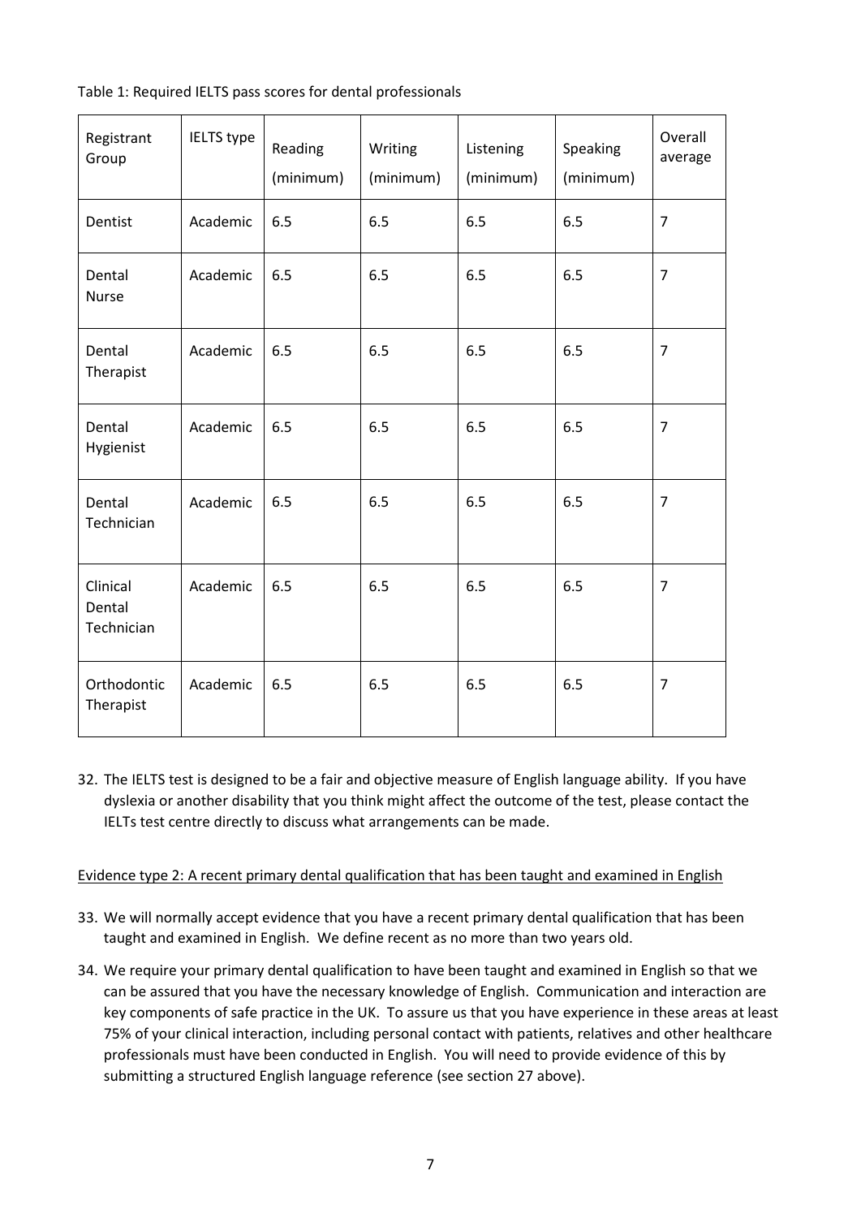Table 1: Required IELTS pass scores for dental professionals

| Registrant Group | IELTS type | Reading (minimum) | Writing (minimum) | Listening (minimum) | Speaking (minimum) | Overall average |
|---|---|---|---|---|---|---|
| Dentist | Academic | 6.5 | 6.5 | 6.5 | 6.5 | 7 |
| Dental Nurse | Academic | 6.5 | 6.5 | 6.5 | 6.5 | 7 |
| Dental Therapist | Academic | 6.5 | 6.5 | 6.5 | 6.5 | 7 |
| Dental Hygienist | Academic | 6.5 | 6.5 | 6.5 | 6.5 | 7 |
| Dental Technician | Academic | 6.5 | 6.5 | 6.5 | 6.5 | 7 |
| Clinical Dental Technician | Academic | 6.5 | 6.5 | 6.5 | 6.5 | 7 |
| Orthodontic Therapist | Academic | 6.5 | 6.5 | 6.5 | 6.5 | 7 |

32. The IELTS test is designed to be a fair and objective measure of English language ability. If you have dyslexia or another disability that you think might affect the outcome of the test, please contact the IELTs test centre directly to discuss what arrangements can be made.

Evidence type 2: A recent primary dental qualification that has been taught and examined in English

33. We will normally accept evidence that you have a recent primary dental qualification that has been taught and examined in English. We define recent as no more than two years old.

34. We require your primary dental qualification to have been taught and examined in English so that we can be assured that you have the necessary knowledge of English. Communication and interaction are key components of safe practice in the UK. To assure us that you have experience in these areas at least 75% of your clinical interaction, including personal contact with patients, relatives and other healthcare professionals must have been conducted in English. You will need to provide evidence of this by submitting a structured English language reference (see section 27 above).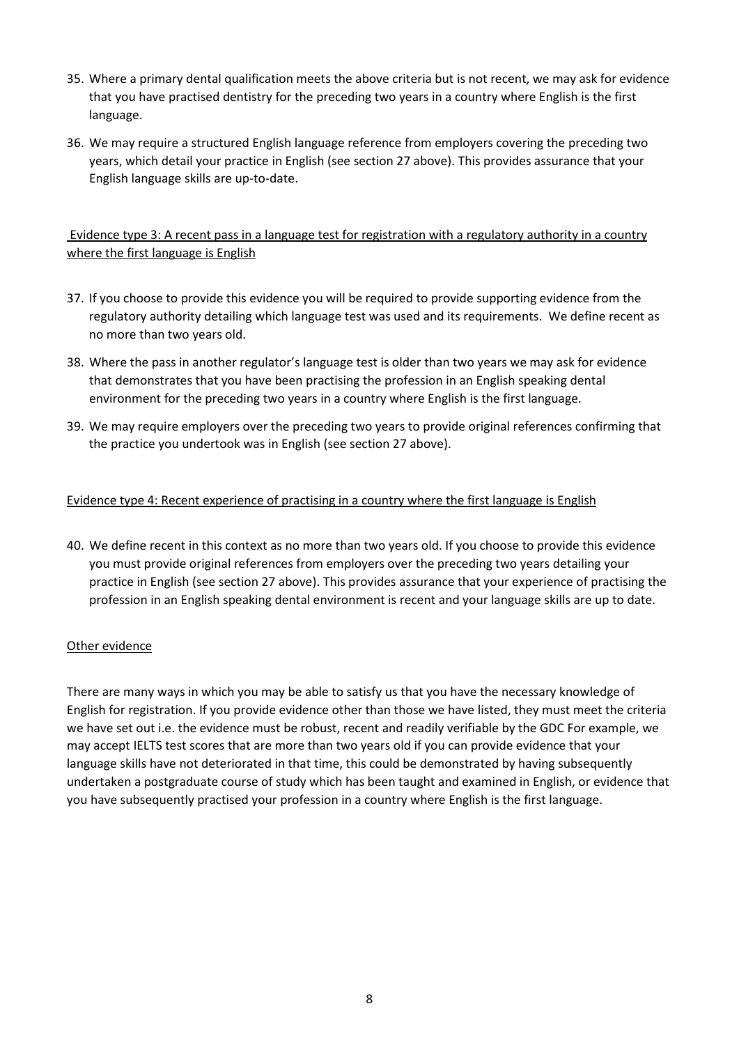35. Where a primary dental qualification meets the above criteria but is not recent, we may ask for evidence that you have practised dentistry for the preceding two years in a country where English is the first language.

36. We may require a structured English language reference from employers covering the preceding two years, which detail your practice in English (see section 27 above). This provides assurance that your English language skills are up-to-date.

Evidence type 3: A recent pass in a language test for registration with a regulatory authority in a country where the first language is English

37. If you choose to provide this evidence you will be required to provide supporting evidence from the regulatory authority detailing which language test was used and its requirements. We define recent as no more than two years old.

38. Where the pass in another regulator's language test is older than two years we may ask for evidence that demonstrates that you have been practising the profession in an English speaking dental environment for the preceding two years in a country where English is the first language.

39. We may require employers over the preceding two years to provide original references confirming that the practice you undertook was in English (see section 27 above).

Evidence type 4: Recent experience of practising in a country where the first language is English

40. We define recent in this context as no more than two years old. If you choose to provide this evidence you must provide original references from employers over the preceding two years detailing your practice in English (see section 27 above). This provides assurance that your experience of practising the profession in an English speaking dental environment is recent and your language skills are up to date.

Other evidence

There are many ways in which you may be able to satisfy us that you have the necessary knowledge of English for registration. If you provide evidence other than those we have listed, they must meet the criteria we have set out i.e. the evidence must be robust, recent and readily verifiable by the GDC For example, we may accept IELTS test scores that are more than two years old if you can provide evidence that your language skills have not deteriorated in that time, this could be demonstrated by having subsequently undertaken a postgraduate course of study which has been taught and examined in English, or evidence that you have subsequently practised your profession in a country where English is the first language.